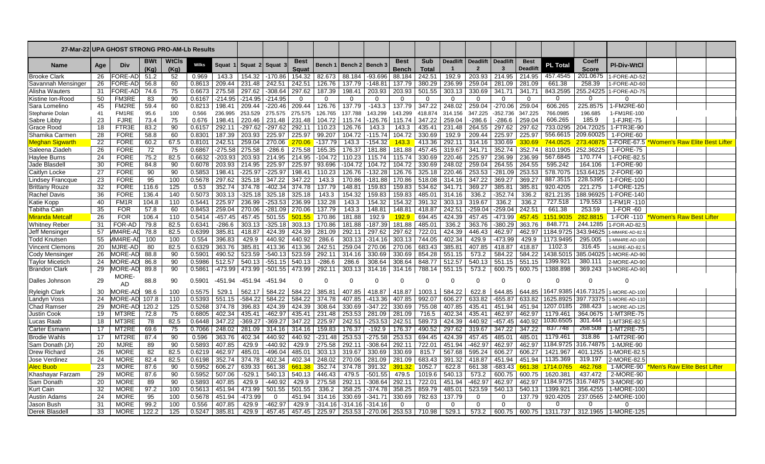| 27-Mar-22 UPA GHOST STRONG PRO-AM-Lb Results | | | | | | | | | | | | | | | | | | | | | | | | |
|---|---|---|---|---|---|---|---|---|---|---|---|---|---|---|---|---|---|---|---|---|---|---|---|---|
| Name | Age | Div | BWt (Kg) | WtCls (Kg) | Wilks | Squat 1 | Squat 2 | Squat 3 | Best Squat | Bench 1 | Bench 2 | Bench 3 | Best Bench | Sub Total | Deadlift 1 | Deadlift 2 | Deadlift 3 | Best Deadlift | PL Total | Coeff Score | Pl-Div-WtCl | |
| Brooke Clark | 26 | FORE-AD | 51.2 | 52 | 0.969 | 143.3 | 154.32 | -170.86 | 154.32 | 82.673 | 88.184 | -93.696 | 88.184 | 242.51 | 192.9 | 203.93 | 214.95 | 214.95 | 457.4545 | 201.0675 | 1-FORE-AD-52 | |
| Savannah Mensinger | 26 | FORE-AD | 56.8 | 60 | 0.8613 | 209.44 | 231.48 | 242.51 | 242.51 | 126.76 | 137.79 | -148.81 | 137.79 | 380.29 | 236.99 | 259.04 | 281.09 | 281.09 | 661.38 | 258.39 | 1-FORE-AD-60 | |
| Alisha Wauters | 31 | FORE-AD | 74.6 | 75 | 0.6673 | 275.58 | 297.62 | -308.64 | 297.62 | 187.39 | 198.41 | 203.93 | 203.93 | 501.55 | 303.13 | 330.69 | 341.71 | 341.71 | 843.2595 | 255.24225 | 1-FORE-AD-75 | |
| Kistine Ion-Rood | 50 | FM3RE | 83 | 90 | 0.6167 | -214.95 | -214.95 | -214.95 | 0 | 0 | 0 | 0 | 0 | 0 | 0 | 0 | 0 | 0 | 0 | 0 | 0 | |
| Sara Lomelino | 45 | FM2RE | 59.4 | 60 | 0.8213 | 198.41 | 209.44 | -220.46 | 209.44 | 126.76 | 137.79 | -143.3 | 137.79 | 347.22 | 248.02 | 259.04 | -270.06 | 259.04 | 606.265 | 225.8575 | 1-FM2RE-60 | |
| Stephanie Dolan | 41 | FM1RE | 95.6 | 100 | 0.566 | 236.995 | 253.529 | 275.575 | 275.575 | 126.765 | 137.788 | 143.299 | 143.299 | 418.874 | 314.156 | 347.225 | -352.736 | 347.225 | 766.0985 | 196.685 | 1-FM1RE-100 | |
| Sabre Libby | 23 | FJRE | 73.4 | 75 | 0.676 | 198.41 | 220.46 | 231.48 | 231.48 | 104.72 | 115.74 | -126.76 | 115.74 | 347.22 | 259.04 | -286.6 | -286.6 | 259.04 | 606.265 | 185.9 | 1-FJRE-75 | |
| Grace Rood | 18 | FTR3E | 83.2 | 90 | 0.6157 | 292.11 | -297.62 | -297.62 | 292.11 | 110.23 | 126.76 | 143.3 | 143.3 | 435.41 | 231.48 | 264.55 | 297.62 | 297.62 | 733.0295 | 204.72025 | 1-FTR3E-90 | |
| Shamika Carmen | 28 | FORE | 58.8 | 60 | 0.8301 | 187.39 | 203.93 | 225.97 | 225.97 | 99.207 | 104.72 | -115.74 | 104.72 | 330.69 | 192.9 | 209.44 | 225.97 | 225.97 | 556.6615 | 209.60025 | 1-FORE-60 | |
| Meghan Sigwarth | 22 | FORE | 60.2 | 67.5 | 0.8101 | 242.51 | 259.04 | 270.06 | 270.06 | -137.79 | 143.3 | -154.32 | 143.3 | 413.36 | 292.11 | 314.16 | 330.69 | 330.69 | 744.0525 | 273.40875 | 1-FORE-67.5 | *Women's Raw Elite Best Lifter |
| Saleena Ziadeh | 26 | FORE | 72 | 75 | 0.6867 | -275.58 | 275.58 | -286.6 | 275.58 | 165.35 | 176.37 | 181.88 | 181.88 | 457.45 | 319.67 | 341.71 | 352.74 | 352.74 | 810.1905 | 252.36225 | 1-FORE-75 | |
| Haylee Burns | 24 | FORE | 75.2 | 82.5 | 0.6632 | -203.93 | 203.93 | 214.95 | 214.95 | -104.72 | 110.23 | 115.74 | 115.74 | 330.69 | 220.46 | 225.97 | 236.99 | 236.99 | 567.6845 | 170.774 | 1-FORE-82.5 | |
| Jade Blasdell | 30 | FORE | 84.8 | 90 | 0.6078 | 203.93 | 214.95 | 225.97 | 225.97 | 93.696 | -104.72 | 104.72 | 104.72 | 330.69 | 248.02 | 259.04 | 264.55 | 264.55 | 595.242 | 164.106 | 1-FORE-90 | |
| Caitlyn Locke | 27 | FORE | 90 | 90 | 0.5853 | 198.41 | -225.97 | -225.97 | 198.41 | 110.23 | 126.76 | -132.28 | 126.76 | 325.18 | 220.46 | 253.53 | -281.09 | 253.53 | 578.7075 | 153.64125 | 2-FORE-90 | |
| Lindsey Francque | 23 | FORE | 95 | 100 | 0.5678 | 297.62 | 325.18 | 347.22 | 347.22 | 143.3 | 170.86 | -181.88 | 170.86 | 518.08 | 314.16 | 347.22 | 369.27 | 369.27 | 887.3515 | 228.5395 | 1-FORE-100 | |
| Brittany Rouze | 32 | FORE | 116.6 | 125 | 0.53 | 352.74 | 374.78 | -402.34 | 374.78 | 137.79 | 148.81 | 159.83 | 159.83 | 534.62 | 341.71 | 369.27 | 385.81 | 385.81 | 920.4205 | 221.275 | 1-FORE-125 | |
| Rachel Davis | 36 | FORE | 136.4 | 140 | 0.5073 | 303.13 | -325.18 | 325.18 | 325.18 | 143.3 | 154.32 | 159.83 | 159.83 | 485.01 | 314.16 | 336.2 | -352.74 | 336.2 | 821.2135 | 188.96925 | 1-FORE-140 | |
| Katie Kopp | 40 | FM1R | 104.8 | 110 | 0.5441 | 225.97 | 236.99 | -253.53 | 236.99 | 132.28 | 143.3 | 154.32 | 154.32 | 391.32 | 303.13 | 319.67 | 336.2 | 336.2 | 727.518 | 179.553 | 1-FM1R -110 | |
| Tabitha Cain | 35 | FOR | 57.8 | 60 | 0.8453 | 259.04 | 270.06 | -281.09 | 270.06 | 137.79 | 143.3 | 148.81 | 148.81 | 418.87 | 242.51 | -259.04 | -259.04 | 242.51 | 661.38 | 253.59 | 1-FOR -60 | |
| Miranda Metcalf | 26 | FOR | 106.4 | 110 | 0.5414 | -457.45 | 457.45 | 501.55 | 501.55 | 170.86 | 181.88 | 192.9 | 192.9 | 694.45 | 424.39 | 457.45 | -473.99 | 457.45 | 1151.9035 | 282.8815 | 1-FOR -110 | *Women's Raw Best Lifter |
| Whitney Reber | 31 | FOR-AD | 79.8 | 82.5 | 0.6341 | -286.6 | 303.13 | -325.18 | 303.13 | 170.86 | 181.88 | -187.39 | 181.88 | 485.01 | 336.2 | 363.76 | -380.29 | 363.76 | 848.771 | 244.1285 | 1-FOR-AD-82.5 | |
| Jeff Mensinger | 57 | MM4RE-AD | 78.8 | 82.5 | 0.6399 | 385.81 | 418.87 | 424.39 | 424.39 | 281.09 | 292.11 | 297.62 | 297.62 | 722.01 | 424.39 | 446.43 | 462.97 | 462.97 | 1184.9725 | 343.94625 | 1-MM4RE-AD-82.5 | |
| Todd Knutsen | 55 | MM4RE-AD | 100 | 100 | 0.554 | 396.83 | 429.9 | 440.92 | 440.92 | 286.6 | 303.13 | -314.16 | 303.13 | 744.05 | 402.34 | 429.9 | -473.99 | 429.9 | 1173.9495 | 295.005 | 1-MM4RE-AD-100 | |
| Vincent Clemons | 20 | MJRE-AD | 80 | 82.5 | 0.6329 | 363.76 | 385.81 | 413.36 | 413.36 | 242.51 | 259.04 | 270.06 | 270.06 | 683.43 | 385.81 | 407.85 | 418.87 | 418.87 | 1102.3 | 316.45 | 1-MJRE-AD-82.5 | |
| Cody Mensinger | 26 | MORE-AD | 88.8 | 90 | 0.5901 | 490.52 | 523.59 | -540.13 | 523.59 | 292.11 | 314.16 | 330.69 | 330.69 | 854.28 | 551.15 | 573.2 | 584.22 | 584.22 | 1438.5015 | 385.04025 | 1-MORE-AD-90 | |
| Taylor Micetich | 24 | MORE-AD | 86.8 | 90 | 0.5986 | 512.57 | 540.13 | -551.15 | 540.13 | -286.6 | 286.6 | 308.64 | 308.64 | 848.77 | 512.57 | 540.13 | 551.15 | 551.15 | 1399.921 | 380.111 | 2-MORE-AD-90 | |
| Brandon Clark | 29 | MORE-AD | 89.8 | 90 | 0.5861 | -473.99 | 473.99 | -501.55 | 473.99 | 292.11 | 303.13 | 314.16 | 314.16 | 788.14 | 551.15 | 573.2 | 600.75 | 600.75 | 1388.898 | 369.243 | 3-MORE-AD-90 | |
| Dalles Johnson | 29 | MORE-AD | 88.8 | 90 | 0.5901 | -451.94 | -451.94 | -451.94 | 0 | 0 | 0 | 0 | 0 | 0 | 0 | 0 | 0 | 0 | 0 | 0 | 0 | |
| Ryleigh Clark | 30 | MORE-AD | 98.6 | 100 | 0.5575 | 529.1 | 562.17 | 584.22 | 584.22 | 385.81 | 407.85 | 418.87 | 418.87 | 1003.1 | 584.22 | 622.8 | 644.85 | 644.85 | 1647.9385 | 416.73125 | 1-MORE-AD-100 | |
| Landyn Voss | 24 | MORE-AD | 107.8 | 110 | 0.5393 | 551.15 | -584.22 | 584.22 | 584.22 | 374.78 | 407.85 | -413.36 | 407.85 | 992.07 | 606.27 | 633.82 | -655.87 | 633.82 | 1625.8925 | 397.73375 | 1-MORE-AD-110 | |
| Chad Ramser | 29 | MORE-AD | 120.2 | 125 | 0.5268 | 374.78 | 396.83 | 424.39 | 424.39 | 308.64 | 330.69 | -347.22 | 330.69 | 755.08 | 407.85 | 435.41 | 451.94 | 451.94 | 1207.0185 | 288.423 | 1-MORE-AD-125 | |
| Justin Cook | 19 | MT3RE | 72.8 | 75 | 0.6805 | 402.34 | 435.41 | -462.97 | 435.41 | 231.48 | 253.53 | 281.09 | 281.09 | 716.5 | 402.34 | 435.41 | 462.97 | 462.97 | 1179.461 | 364.0675 | 1-MT3RE-75 | |
| Lucas Raab | 18 | MT3RE | 78 | 82.5 | 0.6448 | 347.22 | -369.27 | -369.27 | 347.22 | 225.97 | 242.51 | -253.53 | 242.51 | 589.73 | 424.39 | 440.92 | -457.45 | 440.92 | 1030.6505 | 301.444 | 1-MT3RE-82.5 | |
| Carter Esmann | 17 | MT2RE | 69.6 | 75 | 0.7066 | 248.02 | 281.09 | 314.16 | 314.16 | 159.83 | 176.37 | -192.9 | 176.37 | 490.52 | 297.62 | 319.67 | 347.22 | 347.22 | 837.748 | 268.508 | 1-MT2RE-75 | |
| Brodie Wahls | 17 | MT2RE | 87.4 | 90 | 0.596 | 363.76 | 402.34 | 440.92 | 440.92 | -231.48 | 253.53 | -275.58 | 253.53 | 694.45 | 424.39 | 457.45 | 485.01 | 485.01 | 1179.461 | 318.86 | 1-MT2RE-90 | |
| Sam Donath (Jr) | 20 | MJRE | 89 | 90 | 0.5893 | 407.85 | 429.9 | -440.92 | 429.9 | 275.58 | 292.11 | -308.64 | 292.11 | 722.01 | 451.94 | -462.97 | 462.97 | 462.97 | 1184.9725 | 316.74875 | 1-MJRE-90 | |
| Drew Richard | 26 | MORE | 82 | 82.5 | 0.6219 | 462.97 | 485.01 | -496.04 | 485.01 | 303.13 | 319.67 | 330.69 | 330.69 | 815.7 | 567.68 | 595.24 | 606.27 | 606.27 | 1421.967 | 401.1255 | 1-MORE-82.5 | |
| Jose Verdinez | 24 | MORE | 82.4 | 82.5 | 0.6198 | 352.74 | 374.78 | 402.34 | 402.34 | 248.02 | 270.06 | 281.09 | 281.09 | 683.43 | 391.32 | 418.87 | 451.94 | 451.94 | 1135.369 | 319.197 | 2-MORE-82.5 | |
| Alec Buob | 23 | MORE | 87.6 | 90 | 0.5952 | 606.27 | 639.33 | 661.38 | 661.38 | 352.74 | 374.78 | 391.32 | 391.32 | 1052.7 | 622.8 | 661.38 | -683.43 | 661.38 | 1714.0765 | 462.768 | 1-MORE-90 | *Men's Raw Elite Best Lifter |
| Khashayar Farzam | 29 | MORE | 87.6 | 90 | 0.5952 | 507.06 | -529.1 | 540.13 | 540.13 | 446.43 | 479.5 | -501.55 | 479.5 | 1019.6 | 540.13 | 573.2 | 600.75 | 600.75 | 1620.381 | 437.472 | 2-MORE-90 | |
| Sam Donath | 20 | MORE | 89 | 90 | 0.5893 | 407.85 | 429.9 | -440.92 | 429.9 | 275.58 | 292.11 | -308.64 | 292.11 | 722.01 | 451.94 | -462.97 | 462.97 | 462.97 | 1184.9725 | 316.74875 | 3-MORE-90 | |
| Kurt Cain | 32 | MORE | 97.2 | 100 | 0.5613 | 451.94 | 473.99 | 501.55 | 501.55 | 336.2 | 358.25 | -374.78 | 358.25 | 859.79 | 485.01 | 523.59 | 540.13 | 540.13 | 1399.921 | 356.4255 | 1-MORE-100 | |
| Austin Adams | 24 | MORE | 95 | 100 | 0.5678 | 451.94 | -473.99 | 0 | 451.94 | 314.16 | 330.69 | -341.71 | 330.69 | 782.63 | 137.79 | 0 | 0 | 137.79 | 920.4205 | 237.0565 | 2-MORE-100 | |
| Jason Bush | 31 | MORE | 99.2 | 100 | 0.556 | 407.85 | 429.9 | -462.97 | 429.9 | -314.16 | -314.16 | -314.16 | 0 | 0 | 0 | 0 | 0 | 0 | 0 | 0 | 0 | |
| Derek Blasdell | 33 | MORE | 122.2 | 125 | 0.5247 | 385.81 | 429.9 | 457.45 | 457.45 | 225.97 | 253.53 | -270.06 | 253.53 | 710.98 | 529.1 | 573.2 | 600.75 | 600.75 | 1311.737 | 312.1965 | 1-MORE-125 | |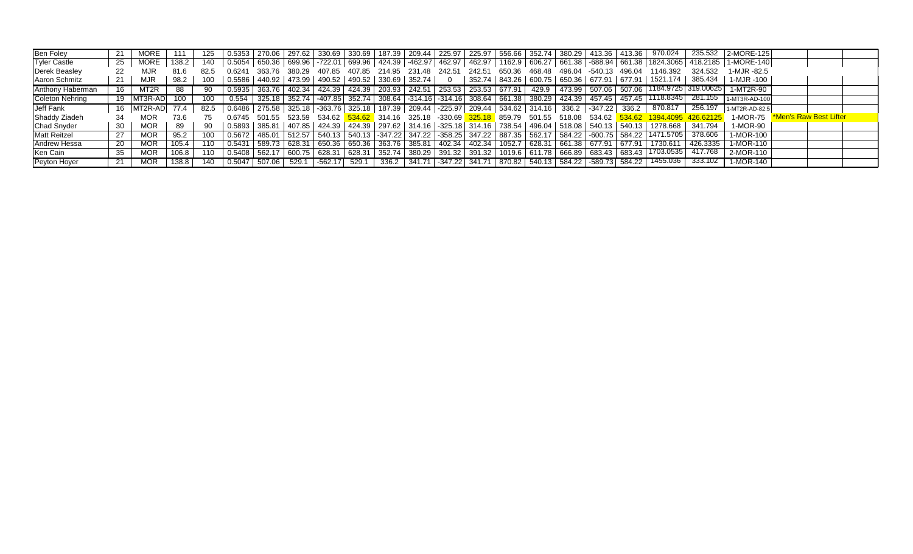| | | | | | | | | | | | | | | | | | | | | | | | | |
|---|---|---|---|---|---|---|---|---|---|---|---|---|---|---|---|---|---|---|---|---|---|---|---|---|
| Ben Foley | 21 | MORE | 111 | 125 | 0.5353 | 270.06 | 297.62 | 330.69 | 330.69 | 187.39 | 209.44 | 225.97 | 225.97 | 556.66 | 352.74 | 380.29 | 413.36 | 413.36 | 970.024 | 235.532 | 2-MORE-125 | | | |
| Tyler Castle | 25 | MORE | 138.2 | 140 | 0.5054 | 650.36 | 699.96 | -722.01 | 699.96 | 424.39 | -462.97 | 462.97 | 462.97 | 1162.9 | 606.27 | 661.38 | -688.94 | 661.38 | 1824.3065 | 418.2185 | 1-MORE-140 | | | |
| Derek Beasley | 22 | MJR | 81.6 | 82.5 | 0.6241 | 363.76 | 380.29 | 407.85 | 407.85 | 214.95 | 231.48 | 242.51 | 242.51 | 650.36 | 468.48 | 496.04 | -540.13 | 496.04 | 1146.392 | 324.532 | 1-MJR -82.5 | | | |
| Aaron Schmitz | 21 | MJR | 98.2 | 100 | 0.5586 | 440.92 | 473.99 | 490.52 | 490.52 | 330.69 | 352.74 | 0 | 352.74 | 843.26 | 600.75 | 650.36 | 677.91 | 677.91 | 1521.174 | 385.434 | 1-MJR -100 | | | |
| Anthony Haberman | 16 | MT2R | 88 | 90 | 0.5935 | 363.76 | 402.34 | 424.39 | 424.39 | 203.93 | 242.51 | 253.53 | 253.53 | 677.91 | 429.9 | 473.99 | 507.06 | 507.06 | 1184.9725 | 319.00625 | 1-MT2R-90 | | | |
| Coleton Nehring | 19 | MT3R-AD | 100 | 100 | 0.554 | 325.18 | 352.74 | -407.85 | 352.74 | 308.64 | -314.16 | -314.16 | 308.64 | 661.38 | 380.29 | 424.39 | 457.45 | 457.45 | 1118.8345 | 281.155 | 1-MT3R-AD-100 | | | |
| Jeff Fank | 16 | MT2R-AD | 77.4 | 82.5 | 0.6486 | 275.58 | 325.18 | -363.76 | 325.18 | 187.39 | 209.44 | -225.97 | 209.44 | 534.62 | 314.16 | 336.2 | -347.22 | 336.2 | 870.817 | 256.197 | 1-MT2R-AD-82.5 | | | |
| Shaddy Ziadeh | 34 | MOR | 73.6 | 75 | 0.6745 | 501.55 | 523.59 | 534.62 | 534.62 | 314.16 | 325.18 | -330.69 | 325.18 | 859.79 | 501.55 | 518.08 | 534.62 | 534.62 | 1394.4095 | 426.62125 | 1-MOR-75 | *Men's Raw Best Lifter | | |
| Chad Snyder | 30 | MOR | 89 | 90 | 0.5893 | 385.81 | 407.85 | 424.39 | 424.39 | 297.62 | 314.16 | -325.18 | 314.16 | 738.54 | 496.04 | 518.08 | 540.13 | 540.13 | 1278.668 | 341.794 | 1-MOR-90 | | | |
| Matt Reitzel | 27 | MOR | 95.2 | 100 | 0.5672 | 485.01 | 512.57 | 540.13 | 540.13 | -347.22 | 347.22 | -358.25 | 347.22 | 887.35 | 562.17 | 584.22 | -600.75 | 584.22 | 1471.5705 | 378.606 | 1-MOR-100 | | | |
| Andrew Hessa | 20 | MOR | 105.4 | 110 | 0.5431 | 589.73 | 628.31 | 650.36 | 650.36 | 363.76 | 385.81 | 402.34 | 402.34 | 1052.7 | 628.31 | 661.38 | 677.91 | 677.91 | 1730.611 | 426.3335 | 1-MOR-110 | | | |
| Ken Cain | 35 | MOR | 106.8 | 110 | 0.5408 | 562.17 | 600.75 | 628.31 | 628.31 | 352.74 | 380.29 | 391.32 | 391.32 | 1019.6 | 611.78 | 666.89 | 683.43 | 683.43 | 1703.0535 | 417.768 | 2-MOR-110 | | | |
| Peyton Hoyer | 21 | MOR | 138.8 | 140 | 0.5047 | 507.06 | 529.1 | -562.17 | 529.1 | 336.2 | 341.71 | -347.22 | 341.71 | 870.82 | 540.13 | 584.22 | -589.73 | 584.22 | 1455.036 | 333.102 | 1-MOR-140 | | | |